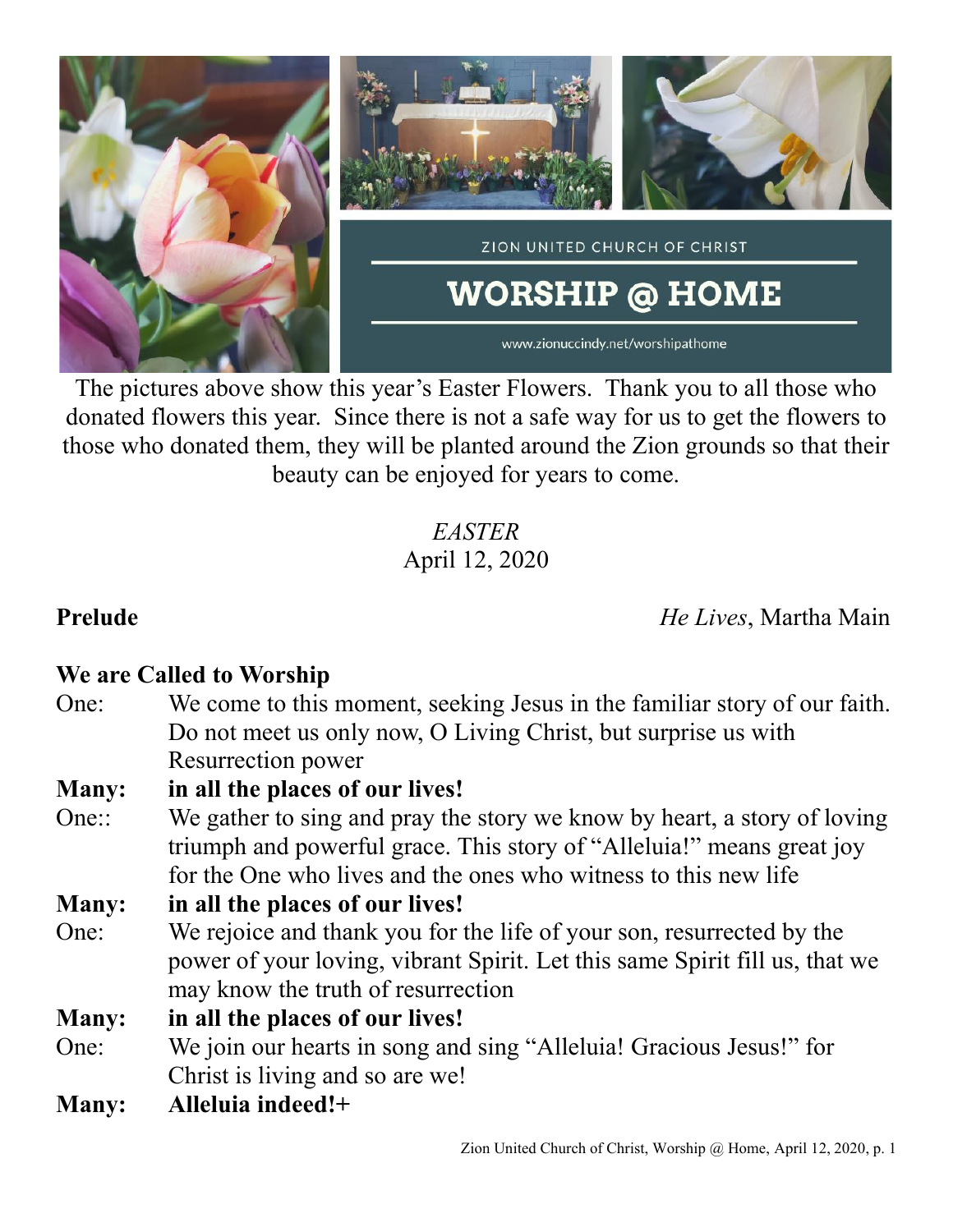ZION UNITED CHURCH OF CHRIST

# WORSHIP @ HOME

www.zionuccindy.net/worshipathome

The pictures above show this year's Easter Flowers. Thank you to all those who donated flowers this year. Since there is not a safe way for us to get the flowers to those who donated them, they will be planted around the Zion grounds so that their beauty can be enjoyed for years to come.

*EASTER*
April 12, 2020

**Prelude** *He Lives*, Martha Main

**We are Called to Worship**

One: We come to this moment, seeking Jesus in the familiar story of our faith. Do not meet us only now, O Living Christ, but surprise us with Resurrection power

**Many: in all the places of our lives!**

One:: We gather to sing and pray the story we know by heart, a story of loving triumph and powerful grace. This story of "Alleluia!" means great joy for the One who lives and the ones who witness to this new life

**Many: in all the places of our lives!**

One: We rejoice and thank you for the life of your son, resurrected by the power of your loving, vibrant Spirit. Let this same Spirit fill us, that we may know the truth of resurrection

**Many: in all the places of our lives!**

One: We join our hearts in song and sing "Alleluia! Gracious Jesus!" for Christ is living and so are we!

**Many: Alleluia indeed!+**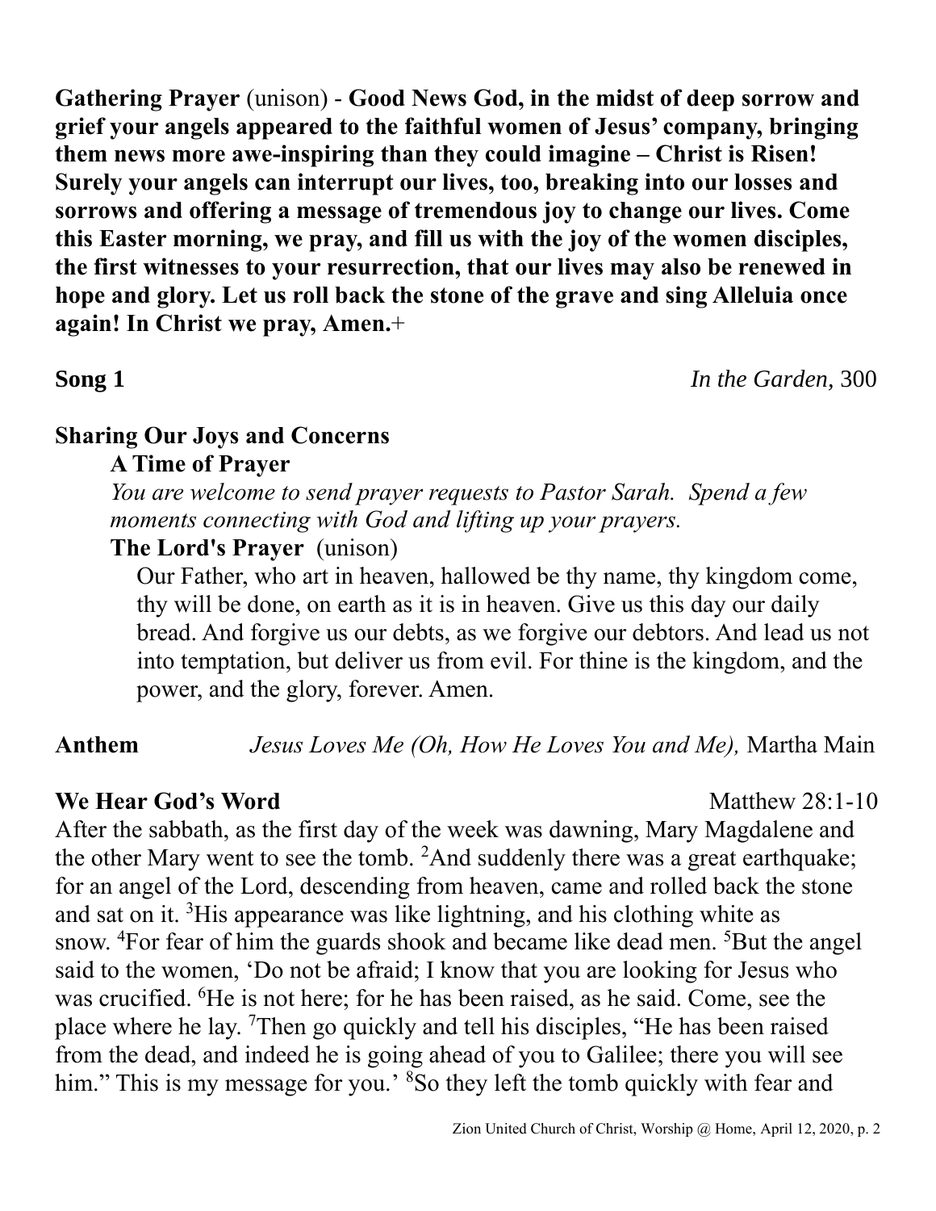**Gathering Prayer** (unison) - **Good News God, in the midst of deep sorrow and grief your angels appeared to the faithful women of Jesus' company, bringing them news more awe-inspiring than they could imagine – Christ is Risen! Surely your angels can interrupt our lives, too, breaking into our losses and sorrows and offering a message of tremendous joy to change our lives. Come this Easter morning, we pray, and fill us with the joy of the women disciples, the first witnesses to your resurrection, that our lives may also be renewed in hope and glory. Let us roll back the stone of the grave and sing Alleluia once again! In Christ we pray, Amen.**+

**Song 1** *In the Garden,* 300

**Sharing Our Joys and Concerns**

**A Time of Prayer**

*You are welcome to send prayer requests to Pastor Sarah. Spend a few moments connecting with God and lifting up your prayers.*

**The Lord's Prayer** (unison)

Our Father, who art in heaven, hallowed be thy name, thy kingdom come, thy will be done, on earth as it is in heaven. Give us this day our daily bread. And forgive us our debts, as we forgive our debtors. And lead us not into temptation, but deliver us from evil. For thine is the kingdom, and the power, and the glory, forever. Amen.

**Anthem** *Jesus Loves Me (Oh, How He Loves You and Me),* Martha Main

**We Hear God's Word** Matthew 28:1-10

After the sabbath, as the first day of the week was dawning, Mary Magdalene and the other Mary went to see the tomb. 2And suddenly there was a great earthquake; for an angel of the Lord, descending from heaven, came and rolled back the stone and sat on it. 3His appearance was like lightning, and his clothing white as snow. 4For fear of him the guards shook and became like dead men. 5But the angel said to the women, 'Do not be afraid; I know that you are looking for Jesus who was crucified. 6He is not here; for he has been raised, as he said. Come, see the place where he lay. 7Then go quickly and tell his disciples, "He has been raised from the dead, and indeed he is going ahead of you to Galilee; there you will see him." This is my message for you.' 8So they left the tomb quickly with fear and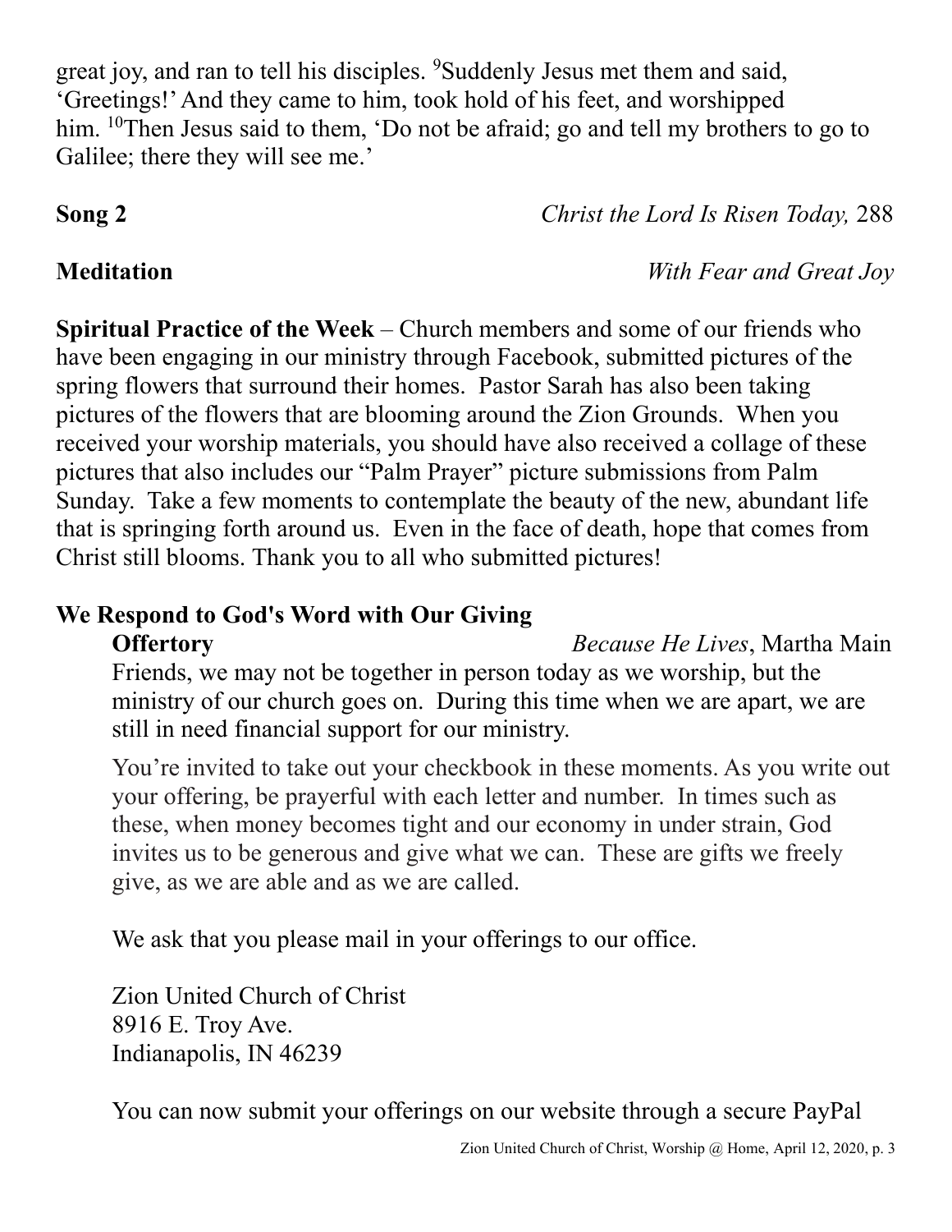great joy, and ran to tell his disciples. [9]Suddenly Jesus met them and said, 'Greetings!' And they came to him, took hold of his feet, and worshipped him. [10]Then Jesus said to them, 'Do not be afraid; go and tell my brothers to go to Galilee; there they will see me.'

**Song 2** *Christ the Lord Is Risen Today,* 288

**Meditation** *With Fear and Great Joy*

**Spiritual Practice of the Week** – Church members and some of our friends who have been engaging in our ministry through Facebook, submitted pictures of the spring flowers that surround their homes. Pastor Sarah has also been taking pictures of the flowers that are blooming around the Zion Grounds. When you received your worship materials, you should have also received a collage of these pictures that also includes our "Palm Prayer" picture submissions from Palm Sunday. Take a few moments to contemplate the beauty of the new, abundant life that is springing forth around us. Even in the face of death, hope that comes from Christ still blooms. Thank you to all who submitted pictures!

**We Respond to God's Word with Our Giving**

**Offertory** *Because He Lives*, Martha Main

Friends, we may not be together in person today as we worship, but the ministry of our church goes on. During this time when we are apart, we are still in need financial support for our ministry.

You're invited to take out your checkbook in these moments. As you write out your offering, be prayerful with each letter and number. In times such as these, when money becomes tight and our economy in under strain, God invites us to be generous and give what we can. These are gifts we freely give, as we are able and as we are called.

We ask that you please mail in your offerings to our office.

Zion United Church of Christ
8916 E. Troy Ave.
Indianapolis, IN 46239

You can now submit your offerings on our website through a secure PayPal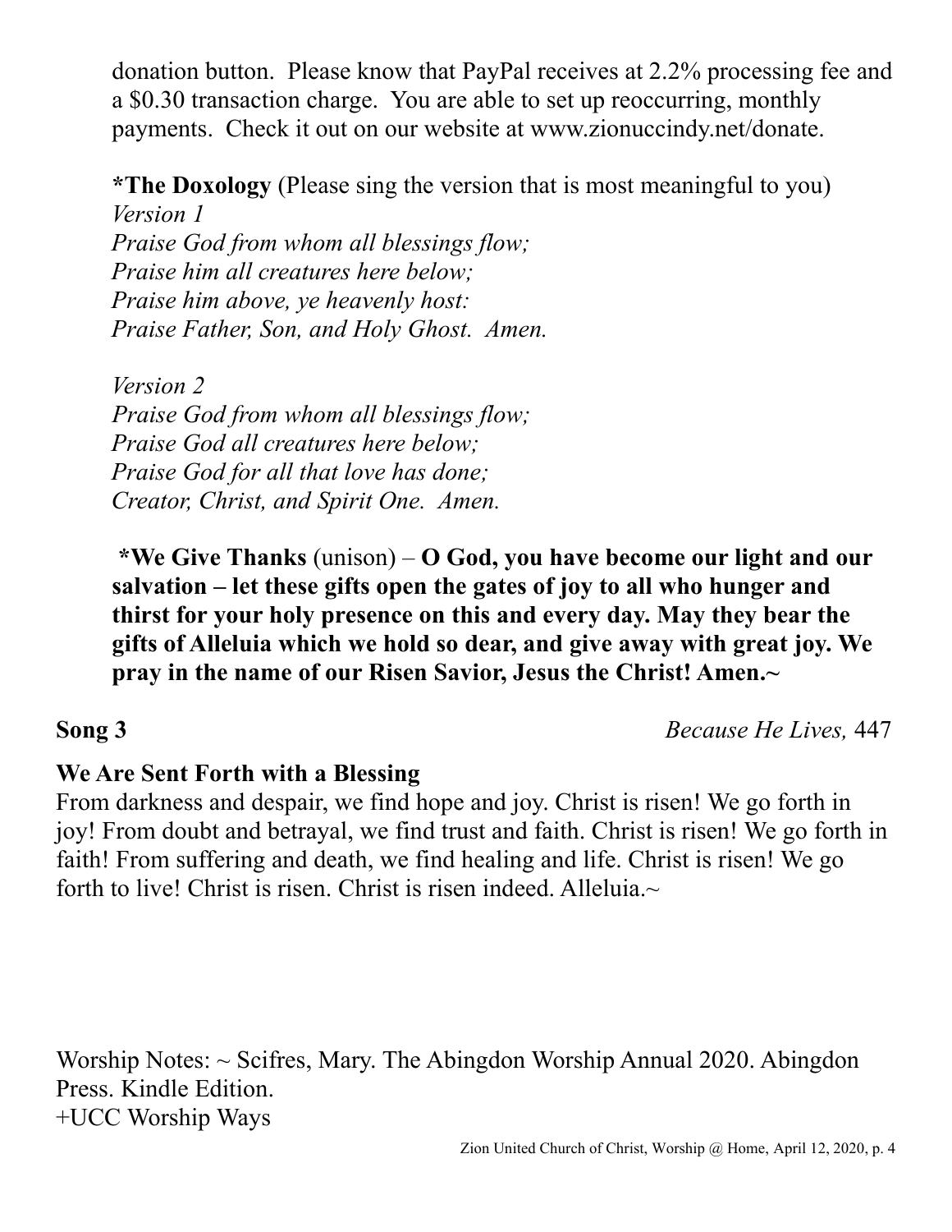donation button. Please know that PayPal receives at 2.2% processing fee and a $0.30 transaction charge. You are able to set up reoccurring, monthly payments. Check it out on our website at www.zionuccindy.net/donate.

**\*The Doxology** (Please sing the version that is most meaningful to you)

*Version 1*
*Praise God from whom all blessings flow;*
*Praise him all creatures here below;*
*Praise him above, ye heavenly host:*
*Praise Father, Son, and Holy Ghost. Amen.*

*Version 2*
*Praise God from whom all blessings flow;*
*Praise God all creatures here below;*
*Praise God for all that love has done;*
*Creator, Christ, and Spirit One. Amen.*

**\*We Give Thanks** (unison) – **O God, you have become our light and our salvation – let these gifts open the gates of joy to all who hunger and thirst for your holy presence on this and every day. May they bear the gifts of Alleluia which we hold so dear, and give away with great joy. We pray in the name of our Risen Savior, Jesus the Christ! Amen.~**

**Song 3** *Because He Lives,* 447

**We Are Sent Forth with a Blessing**

From darkness and despair, we find hope and joy. Christ is risen! We go forth in joy! From doubt and betrayal, we find trust and faith. Christ is risen! We go forth in faith! From suffering and death, we find healing and life. Christ is risen! We go forth to live! Christ is risen. Christ is risen indeed. Alleluia.~

Worship Notes: ~ Scifres, Mary. The Abingdon Worship Annual 2020. Abingdon Press. Kindle Edition.
+UCC Worship Ways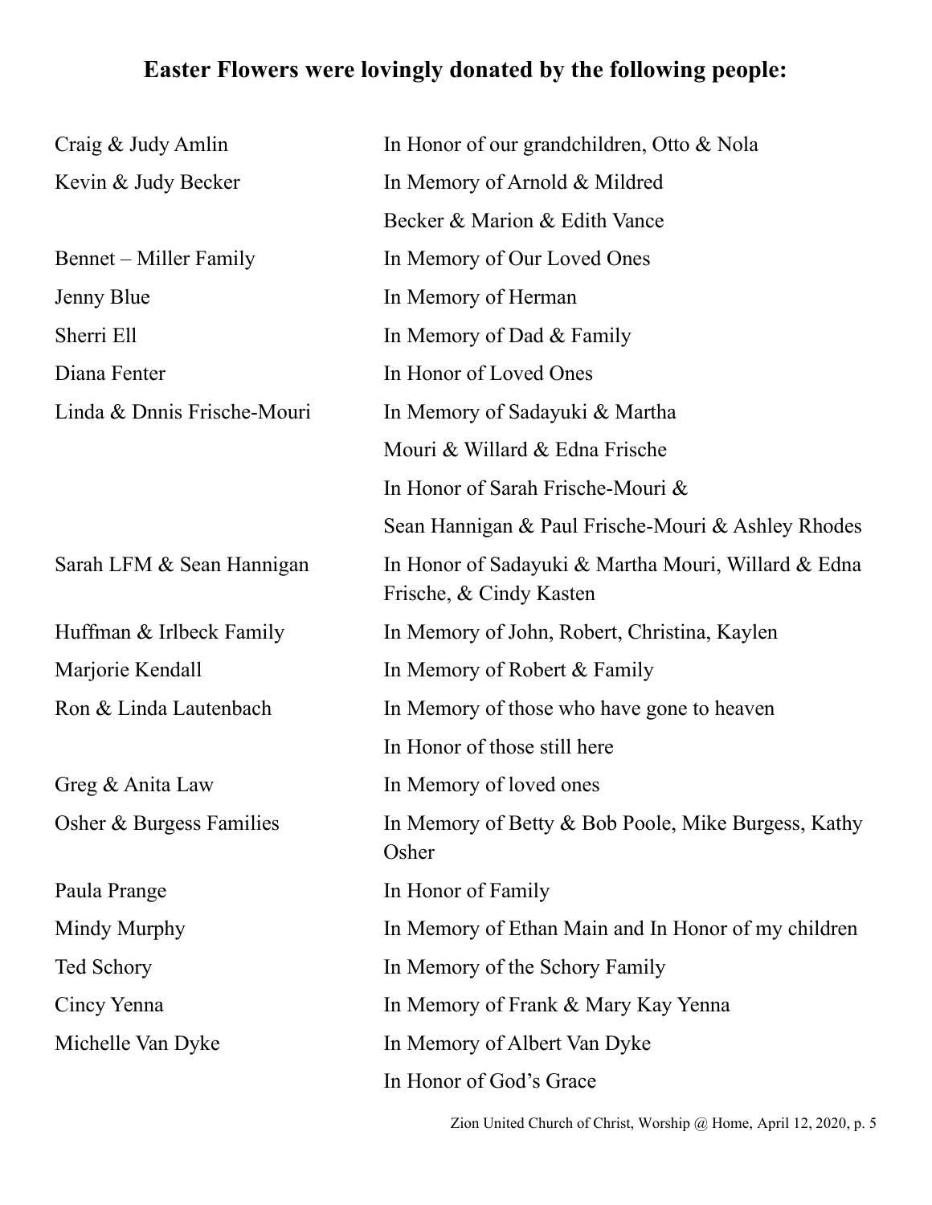**Easter Flowers were lovingly donated by the following people:**

| | |
|---|---|
| Craig & Judy Amlin | In Honor of our grandchildren, Otto & Nola |
| Kevin & Judy Becker | In Memory of Arnold & Mildred Becker & Marion & Edith Vance |
| Bennet – Miller Family | In Memory of Our Loved Ones |
| Jenny Blue | In Memory of Herman |
| Sherri Ell | In Memory of Dad & Family |
| Diana Fenter | In Honor of Loved Ones |
| Linda & Dnnis Frische-Mouri | In Memory of Sadayuki & Martha Mouri & Willard & Edna Frische<br>In Honor of Sarah Frische-Mouri & Sean Hannigan & Paul Frische-Mouri & Ashley Rhodes |
| Sarah LFM & Sean Hannigan | In Honor of Sadayuki & Martha Mouri, Willard & Edna Frische, & Cindy Kasten |
| Huffman & Irlbeck Family | In Memory of John, Robert, Christina, Kaylen |
| Marjorie Kendall | In Memory of Robert & Family |
| Ron & Linda Lautenbach | In Memory of those who have gone to heaven<br>In Honor of those still here |
| Greg & Anita Law | In Memory of loved ones |
| Osher & Burgess Families | In Memory of Betty & Bob Poole, Mike Burgess, Kathy Osher |
| Paula Prange | In Honor of Family |
| Mindy Murphy | In Memory of Ethan Main and In Honor of my children |
| Ted Schory | In Memory of the Schory Family |
| Cincy Yenna | In Memory of Frank & Mary Kay Yenna |
| Michelle Van Dyke | In Memory of Albert Van Dyke<br>In Honor of God's Grace |

Zion United Church of Christ, Worship @ Home, April 12, 2020, p. 5